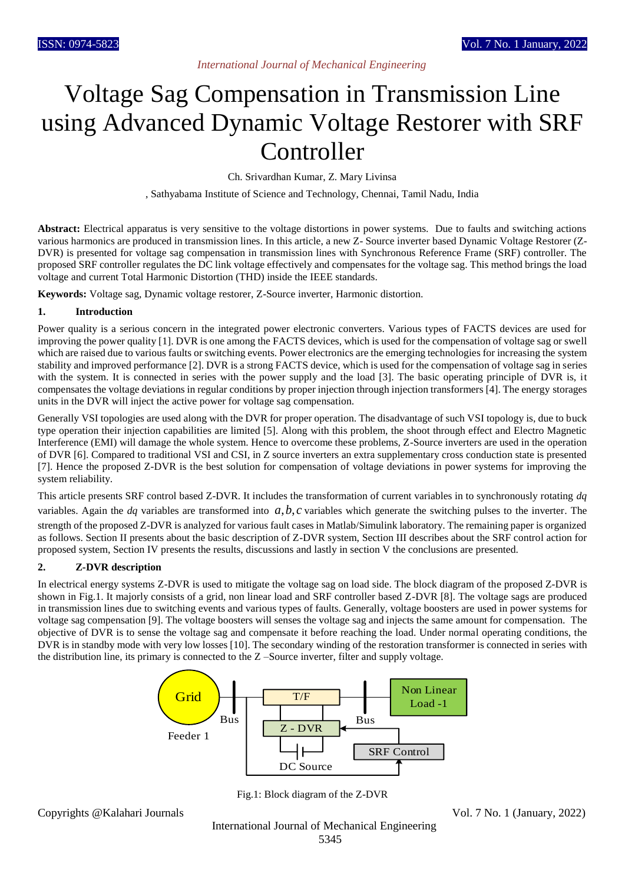# Voltage Sag Compensation in Transmission Line using Advanced Dynamic Voltage Restorer with SRF Controller

Ch. Srivardhan Kumar, Z. Mary Livinsa

, Sathyabama Institute of Science and Technology, Chennai, Tamil Nadu, India

**Abstract:** Electrical apparatus is very sensitive to the voltage distortions in power systems. Due to faults and switching actions various harmonics are produced in transmission lines. In this article, a new Z- Source inverter based Dynamic Voltage Restorer (Z-DVR) is presented for voltage sag compensation in transmission lines with Synchronous Reference Frame (SRF) controller. The proposed SRF controller regulates the DC link voltage effectively and compensates for the voltage sag. This method brings the load voltage and current Total Harmonic Distortion (THD) inside the IEEE standards.

**Keywords:** Voltage sag, Dynamic voltage restorer, Z-Source inverter, Harmonic distortion.

## 1. Introduction

Power quality is a serious concern in the integrated power electronic converters. Various types of FACTS devices are used for improving the power quality [1]. DVR is one among the FACTS devices, which is used for the compensation of voltage sag or swell which are raised due to various faults or switching events. Power electronics are the emerging technologies for increasing the system stability and improved performance [2]. DVR is a strong FACTS device, which is used for the compensation of voltage sag in series with the system. It is connected in series with the power supply and the load [3]. The basic operating principle of DVR is, it compensates the voltage deviations in regular conditions by proper injection through injection transformers [4]. The energy storages units in the DVR will inject the active power for voltage sag compensation.

Generally VSI topologies are used along with the DVR for proper operation. The disadvantage of such VSI topology is, due to buck type operation their injection capabilities are limited [5]. Along with this problem, the shoot through effect and Electro Magnetic Interference (EMI) will damage the whole system. Hence to overcome these problems, Z-Source inverters are used in the operation of DVR [6]. Compared to traditional VSI and CSI, in Z source inverters an extra supplementary cross conduction state is presented [7]. Hence the proposed Z-DVR is the best solution for compensation of voltage deviations in power systems for improving the system reliability.

This article presents SRF control based Z-DVR. It includes the transformation of current variables in to synchronously rotating *dq* variables. Again the *dq* variables are transformed into $a,b,c$ variables which generate the switching pulses to the inverter. The strength of the proposed Z-DVR is analyzed for various fault cases in Matlab/Simulink laboratory. The remaining paper is organized as follows. Section II presents about the basic description of Z-DVR system, Section III describes about the SRF control action for proposed system, Section IV presents the results, discussions and lastly in section V the conclusions are presented.

## 2. Z-DVR description

In electrical energy systems Z-DVR is used to mitigate the voltage sag on load side. The block diagram of the proposed Z-DVR is shown in Fig.1. It majorly consists of a grid, non linear load and SRF controller based Z-DVR [8]. The voltage sags are produced in transmission lines due to switching events and various types of faults. Generally, voltage boosters are used in power systems for voltage sag compensation [9]. The voltage boosters will senses the voltage sag and injects the same amount for compensation. The objective of DVR is to sense the voltage sag and compensate it before reaching the load. Under normal operating conditions, the DVR is in standby mode with very low losses [10]. The secondary winding of the restoration transformer is connected in series with the distribution line, its primary is connected to the Z –Source inverter, filter and supply voltage.

Grid | Bus | Feeder 1 | T/F | Z - DVR | DC Source | Bus | Non Linear Load -1 | SRF Control

Fig.1: Block diagram of the Z-DVR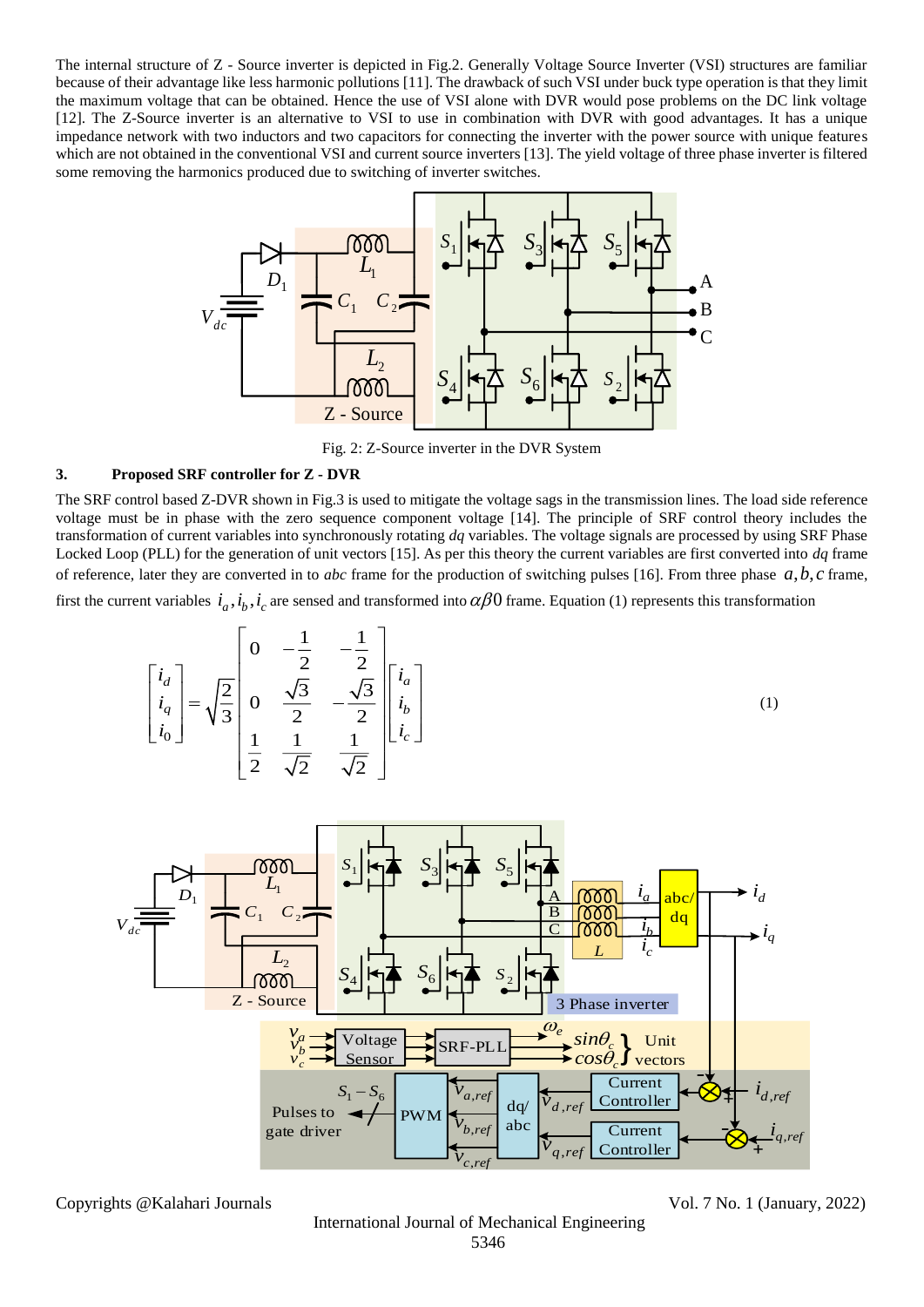The internal structure of Z - Source inverter is depicted in Fig.2. Generally Voltage Source Inverter (VSI) structures are familiar because of their advantage like less harmonic pollutions [11]. The drawback of such VSI under buck type operation is that they limit the maximum voltage that can be obtained. Hence the use of VSI alone with DVR would pose problems on the DC link voltage [12]. The Z-Source inverter is an alternative to VSI to use in combination with DVR with good advantages. It has a unique impedance network with two inductors and two capacitors for connecting the inverter with the power source with unique features which are not obtained in the conventional VSI and current source inverters [13]. The yield voltage of three phase inverter is filtered some removing the harmonics produced due to switching of inverter switches.

Fig. 2: Z-Source inverter in the DVR System

## 3. Proposed SRF controller for Z - DVR

The SRF control based Z-DVR shown in Fig.3 is used to mitigate the voltage sags in the transmission lines. The load side reference voltage must be in phase with the zero sequence component voltage [14]. The principle of SRF control theory includes the transformation of current variables into synchronously rotating *dq* variables. The voltage signals are processed by using SRF Phase Locked Loop (PLL) for the generation of unit vectors [15]. As per this theory the current variables are first converted into *dq* frame of reference, later they are converted in to *abc* frame for the production of switching pulses [16]. From three phase $a, b, c$ frame, first the current variables $i_a, i_b, i_c$ are sensed and transformed into $\alpha\beta 0$ frame. Equation (1) represents this transformation

$$\begin{bmatrix} i_d \\ i_q \\ i_0 \end{bmatrix} = \sqrt{\frac{2}{3}} \begin{bmatrix} 0 & -\frac{1}{2} & -\frac{1}{2} \\ 0 & \frac{\sqrt{3}}{2} & -\frac{\sqrt{3}}{2} \\ \frac{1}{2} & \frac{1}{\sqrt{2}} & \frac{1}{\sqrt{2}} \end{bmatrix} \begin{bmatrix} i_a \\ i_b \\ i_c \end{bmatrix} \tag{1}$$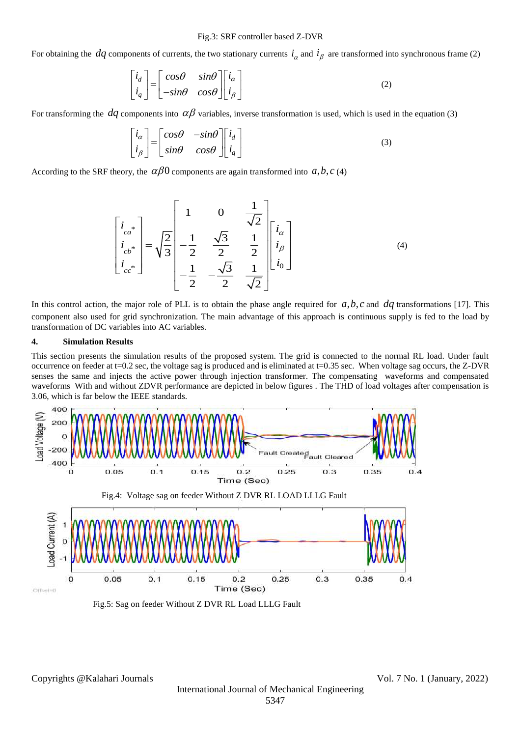Fig.3: SRF controller based Z-DVR

For obtaining the $dq$ components of currents, the two stationary currents $i_\alpha$ and $i_\beta$ are transformed into synchronous frame (2)

$$\begin{bmatrix} i_d \\ i_q \end{bmatrix} = \begin{bmatrix} cos\theta & sin\theta \\ -sin\theta & cos\theta \end{bmatrix} \begin{bmatrix} i_\alpha \\ i_\beta \end{bmatrix} \quad (2)$$

For transforming the $dq$ components into $\alpha\beta$ variables, inverse transformation is used, which is used in the equation (3)

$$\begin{bmatrix} i_\alpha \\ i_\beta \end{bmatrix} = \begin{bmatrix} cos\theta & -sin\theta \\ sin\theta & cos\theta \end{bmatrix} \begin{bmatrix} i_d \\ i_q \end{bmatrix} \quad (3)$$

According to the SRF theory, the $\alpha\beta 0$ components are again transformed into $a, b, c$ (4)

$$\begin{bmatrix} i_{ca^*} \\ i_{cb^*} \\ i_{cc^*} \end{bmatrix} = \sqrt{\frac{2}{3}} \begin{bmatrix} 1 & 0 & \frac{1}{\sqrt{2}} \\ -\frac{1}{2} & \frac{\sqrt{3}}{2} & \frac{1}{2} \\ -\frac{1}{2} & -\frac{\sqrt{3}}{2} & \frac{1}{\sqrt{2}} \end{bmatrix} \begin{bmatrix} i_\alpha \\ i_\beta \\ i_0 \end{bmatrix} \quad (4)$$

In this control action, the major role of PLL is to obtain the phase angle required for $a, b, c$ and $dq$ transformations [17]. This component also used for grid synchronization. The main advantage of this approach is continuous supply is fed to the load by transformation of DC variables into AC variables.

## 4. Simulation Results

This section presents the simulation results of the proposed system. The grid is connected to the normal RL load. Under fault occurrence on feeder at t=0.2 sec, the voltage sag is produced and is eliminated at t=0.35 sec. When voltage sag occurs, the Z-DVR senses the same and injects the active power through injection transformer. The compensating waveforms and compensated waveforms With and without ZDVR performance are depicted in below figures . The THD of load voltages after compensation is 3.06, which is far below the IEEE standards.

Fig.4: Voltage sag on feeder Without Z DVR RL LOAD LLLG Fault

Fig.5: Sag on feeder Without Z DVR RL Load LLLG Fault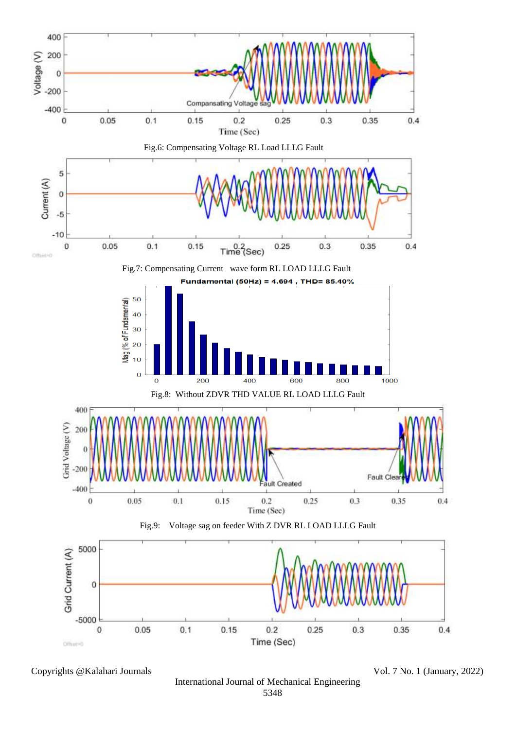Fig.6: Compensating Voltage RL Load LLLG Fault

Fig.7: Compensating Current wave form RL LOAD LLLG Fault

Fig.8: Without ZDVR THD VALUE RL LOAD LLLG Fault

Fig.9: Voltage sag on feeder With Z DVR RL LOAD LLLG Fault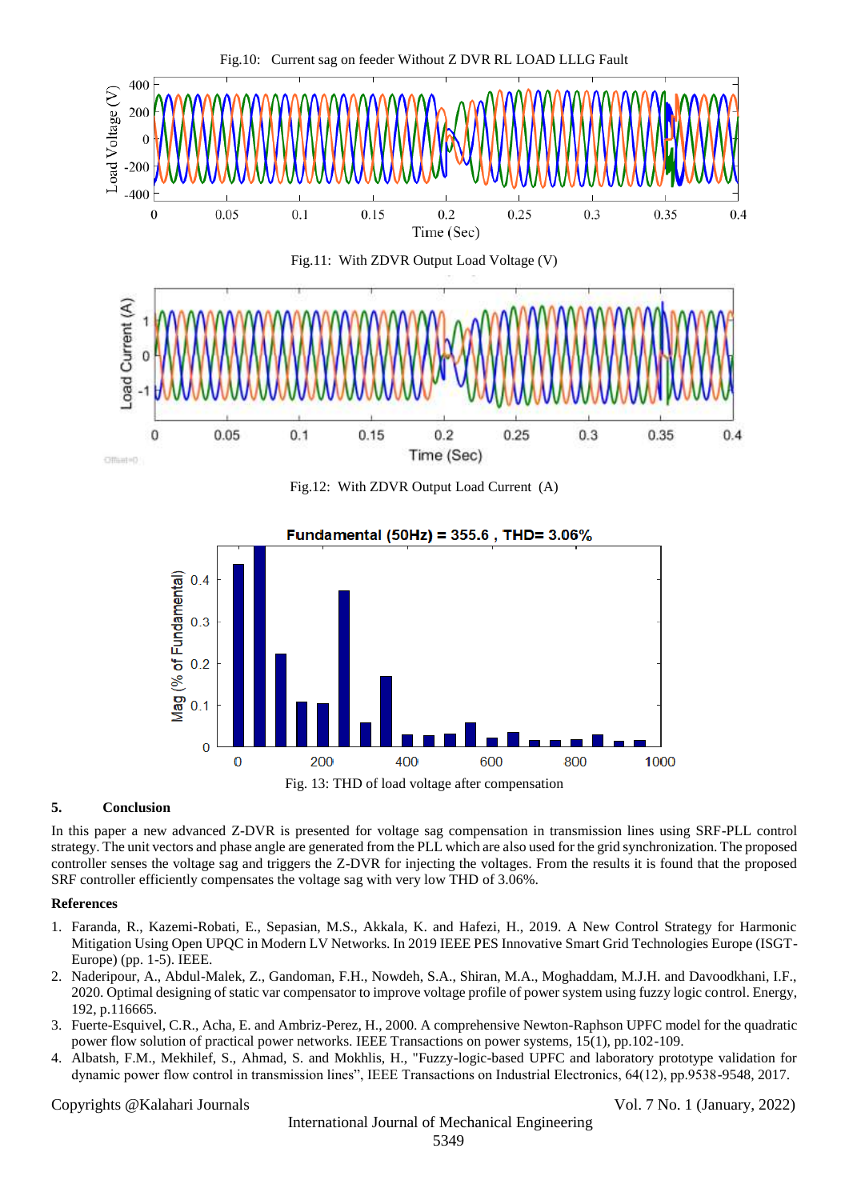Fig.10: Current sag on feeder Without Z DVR RL LOAD LLLG Fault

Fig.11: With ZDVR Output Load Voltage (V)

Fig.12: With ZDVR Output Load Current (A)

Fig. 13: THD of load voltage after compensation

## 5. Conclusion

In this paper a new advanced Z-DVR is presented for voltage sag compensation in transmission lines using SRF-PLL control strategy. The unit vectors and phase angle are generated from the PLL which are also used for the grid synchronization. The proposed controller senses the voltage sag and triggers the Z-DVR for injecting the voltages. From the results it is found that the proposed SRF controller efficiently compensates the voltage sag with very low THD of 3.06%.

## References

1. Faranda, R., Kazemi-Robati, E., Sepasian, M.S., Akkala, K. and Hafezi, H., 2019. A New Control Strategy for Harmonic Mitigation Using Open UPQC in Modern LV Networks. In 2019 IEEE PES Innovative Smart Grid Technologies Europe (ISGT-Europe) (pp. 1-5). IEEE.
2. Naderipour, A., Abdul-Malek, Z., Gandoman, F.H., Nowdeh, S.A., Shiran, M.A., Moghaddam, M.J.H. and Davoodkhani, I.F., 2020. Optimal designing of static var compensator to improve voltage profile of power system using fuzzy logic control. Energy, 192, p.116665.
3. Fuerte-Esquivel, C.R., Acha, E. and Ambriz-Perez, H., 2000. A comprehensive Newton-Raphson UPFC model for the quadratic power flow solution of practical power networks. IEEE Transactions on power systems, 15(1), pp.102-109.
4. Albatsh, F.M., Mekhilef, S., Ahmad, S. and Mokhlis, H., "Fuzzy-logic-based UPFC and laboratory prototype validation for dynamic power flow control in transmission lines", IEEE Transactions on Industrial Electronics, 64(12), pp.9538-9548, 2017.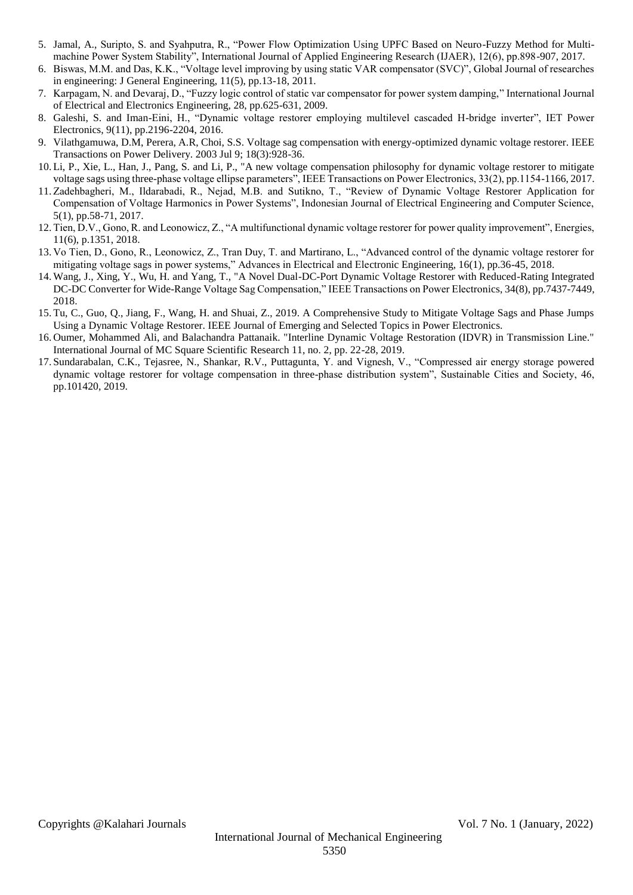5. Jamal, A., Suripto, S. and Syahputra, R., "Power Flow Optimization Using UPFC Based on Neuro-Fuzzy Method for Multi-machine Power System Stability", International Journal of Applied Engineering Research (IJAER), 12(6), pp.898-907, 2017.
6. Biswas, M.M. and Das, K.K., "Voltage level improving by using static VAR compensator (SVC)", Global Journal of researches in engineering: J General Engineering, 11(5), pp.13-18, 2011.
7. Karpagam, N. and Devaraj, D., "Fuzzy logic control of static var compensator for power system damping," International Journal of Electrical and Electronics Engineering, 28, pp.625-631, 2009.
8. Galeshi, S. and Iman-Eini, H., "Dynamic voltage restorer employing multilevel cascaded H-bridge inverter", IET Power Electronics, 9(11), pp.2196-2204, 2016.
9. Vilathgamuwa, D.M, Perera, A.R, Choi, S.S. Voltage sag compensation with energy-optimized dynamic voltage restorer. IEEE Transactions on Power Delivery. 2003 Jul 9; 18(3):928-36.
10. Li, P., Xie, L., Han, J., Pang, S. and Li, P., "A new voltage compensation philosophy for dynamic voltage restorer to mitigate voltage sags using three-phase voltage ellipse parameters", IEEE Transactions on Power Electronics, 33(2), pp.1154-1166, 2017.
11. Zadehbagheri, M., Ildarabadi, R., Nejad, M.B. and Sutikno, T., "Review of Dynamic Voltage Restorer Application for Compensation of Voltage Harmonics in Power Systems", Indonesian Journal of Electrical Engineering and Computer Science, 5(1), pp.58-71, 2017.
12. Tien, D.V., Gono, R. and Leonowicz, Z., "A multifunctional dynamic voltage restorer for power quality improvement", Energies, 11(6), p.1351, 2018.
13. Vo Tien, D., Gono, R., Leonowicz, Z., Tran Duy, T. and Martirano, L., "Advanced control of the dynamic voltage restorer for mitigating voltage sags in power systems," Advances in Electrical and Electronic Engineering, 16(1), pp.36-45, 2018.
14. Wang, J., Xing, Y., Wu, H. and Yang, T., "A Novel Dual-DC-Port Dynamic Voltage Restorer with Reduced-Rating Integrated DC-DC Converter for Wide-Range Voltage Sag Compensation," IEEE Transactions on Power Electronics, 34(8), pp.7437-7449, 2018.
15. Tu, C., Guo, Q., Jiang, F., Wang, H. and Shuai, Z., 2019. A Comprehensive Study to Mitigate Voltage Sags and Phase Jumps Using a Dynamic Voltage Restorer. IEEE Journal of Emerging and Selected Topics in Power Electronics.
16. Oumer, Mohammed Ali, and Balachandra Pattanaik. "Interline Dynamic Voltage Restoration (IDVR) in Transmission Line." International Journal of MC Square Scientific Research 11, no. 2, pp. 22-28, 2019.
17. Sundarabalan, C.K., Tejasree, N., Shankar, R.V., Puttagunta, Y. and Vignesh, V., "Compressed air energy storage powered dynamic voltage restorer for voltage compensation in three-phase distribution system", Sustainable Cities and Society, 46, pp.101420, 2019.